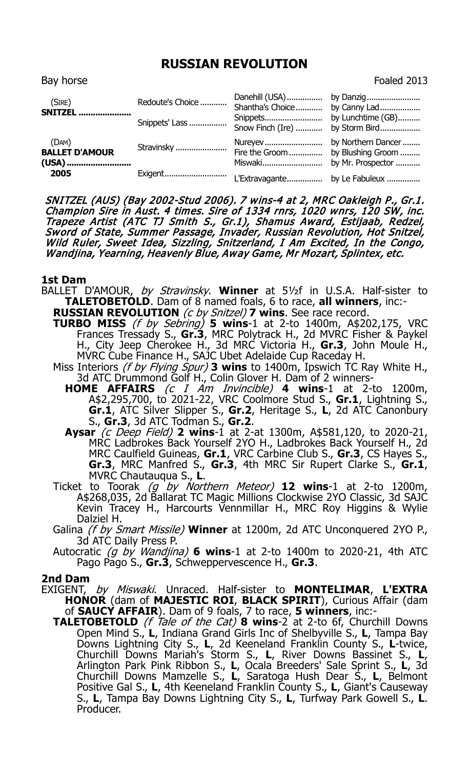# RUSSIAN REVOLUTION

Bay horse | Foaled 2013

| | | | |
|---|---|---|---|
| (SIRE) **SNITZEL** | Redoute's Choice | Danehill (USA) | by Danzig |
| | | Shantha's Choice | by Canny Lad |
| | Snippets' Lass | Snippets | by Lunchtime (GB) |
| | | Snow Finch (Ire) | by Storm Bird |
| (DAM) **BALLET D'AMOUR (USA)** 2005 | Stravinsky | Nureyev | by Northern Dancer |
| | | Fire the Groom | by Blushing Groom |
| | Exigent | Miswaki | by Mr. Prospector |
| | | L'Extravagante | by Le Fabuleux |

*SNITZEL (AUS) (Bay 2002-Stud 2006). 7 wins-4 at 2, MRC Oakleigh P., Gr.1. Champion Sire in Aust. 4 times. Sire of 1334 rnrs, 1020 wnrs, 120 SW, inc. Trapeze Artist (ATC TJ Smith S., Gr.1), Shamus Award, Estijaab, Redzel, Sword of State, Summer Passage, Invader, Russian Revolution, Hot Snitzel, Wild Ruler, Sweet Idea, Sizzling, Snitzerland, I Am Excited, In the Congo, Wandjina, Yearning, Heavenly Blue, Away Game, Mr Mozart, Splintex, etc.*

### 1st Dam

BALLET D'AMOUR, *by Stravinsky*. **Winner** at 5½f in U.S.A. Half-sister to **TALETOBETOLD**. Dam of 8 named foals, 6 to race, **all winners**, inc:-

**RUSSIAN REVOLUTION** *(c by Snitzel)* **7 wins**. See race record.

**TURBO MISS** *(f by Sebring)* **5 wins**-1 at 2-to 1400m, A$202,175, VRC Frances Tressady S., **Gr.3**, MRC Polytrack H., 2d MVRC Fisher & Paykel H., City Jeep Cherokee H., 3d MRC Victoria H., **Gr.3**, John Moule H., MVRC Cube Finance H., SAJC Ubet Adelaide Cup Raceday H.

Miss Interiors *(f by Flying Spur)* **3 wins** to 1400m, Ipswich TC Ray White H., 3d ATC Drummond Golf H., Colin Glover H. Dam of 2 winners-

**HOME AFFAIRS** *(c I Am Invincible)* **4 wins**-1 at 2-to 1200m, A$2,295,700, to 2021-22, VRC Coolmore Stud S., **Gr.1**, Lightning S., **Gr.1**, ATC Silver Slipper S., **Gr.2**, Heritage S., **L**, 2d ATC Canonbury S., **Gr.3**, 3d ATC Todman S., **Gr.2**.

**Aysar** *(c Deep Field)* **2 wins**-1 at 2-at 1300m, A$581,120, to 2020-21, MRC Ladbrokes Back Yourself 2YO H., Ladbrokes Back Yourself H., 2d MRC Caulfield Guineas, **Gr.1**, VRC Carbine Club S., **Gr.3**, CS Hayes S., **Gr.3**, MRC Manfred S., **Gr.3**, 4th MRC Sir Rupert Clarke S., **Gr.1**, MVRC Chautauqua S., **L**.

Ticket to Toorak *(g by Northern Meteor)* **12 wins**-1 at 2-to 1200m, A$268,035, 2d Ballarat TC Magic Millions Clockwise 2YO Classic, 3d SAJC Kevin Tracey H., Harcourts Vennmillar H., MRC Roy Higgins & Wylie Dalziel H.

Galina *(f by Smart Missile)* **Winner** at 1200m, 2d ATC Unconquered 2YO P., 3d ATC Daily Press P.

Autocratic *(g by Wandjina)* **6 wins**-1 at 2-to 1400m to 2020-21, 4th ATC Pago Pago S., **Gr.3**, Schweppervescence H., **Gr.3**.

### 2nd Dam

EXIGENT, *by Miswaki*. Unraced. Half-sister to **MONTELIMAR**, **L'EXTRA HONOR** (dam of **MAJESTIC ROI**, **BLACK SPIRIT**), Curious Affair (dam of **SAUCY AFFAIR**). Dam of 9 foals, 7 to race, **5 winners**, inc:-

**TALETOBETOLD** *(f Tale of the Cat)* **8 wins**-2 at 2-to 6f, Churchill Downs Open Mind S., **L**, Indiana Grand Girls Inc of Shelbyville S., **L**, Tampa Bay Downs Lightning City S., **L**, 2d Keeneland Franklin County S., **L**-twice, Churchill Downs Mariah's Storm S., **L**, River Downs Bassinet S., **L**, Arlington Park Pink Ribbon S., **L**, Ocala Breeders' Sale Sprint S., **L**, 3d Churchill Downs Mamzelle S., **L**, Saratoga Hush Dear S., **L**, Belmont Positive Gal S., **L**, 4th Keeneland Franklin County S., **L**, Giant's Causeway S., **L**, Tampa Bay Downs Lightning City S., **L**, Turfway Park Gowell S., **L**. Producer.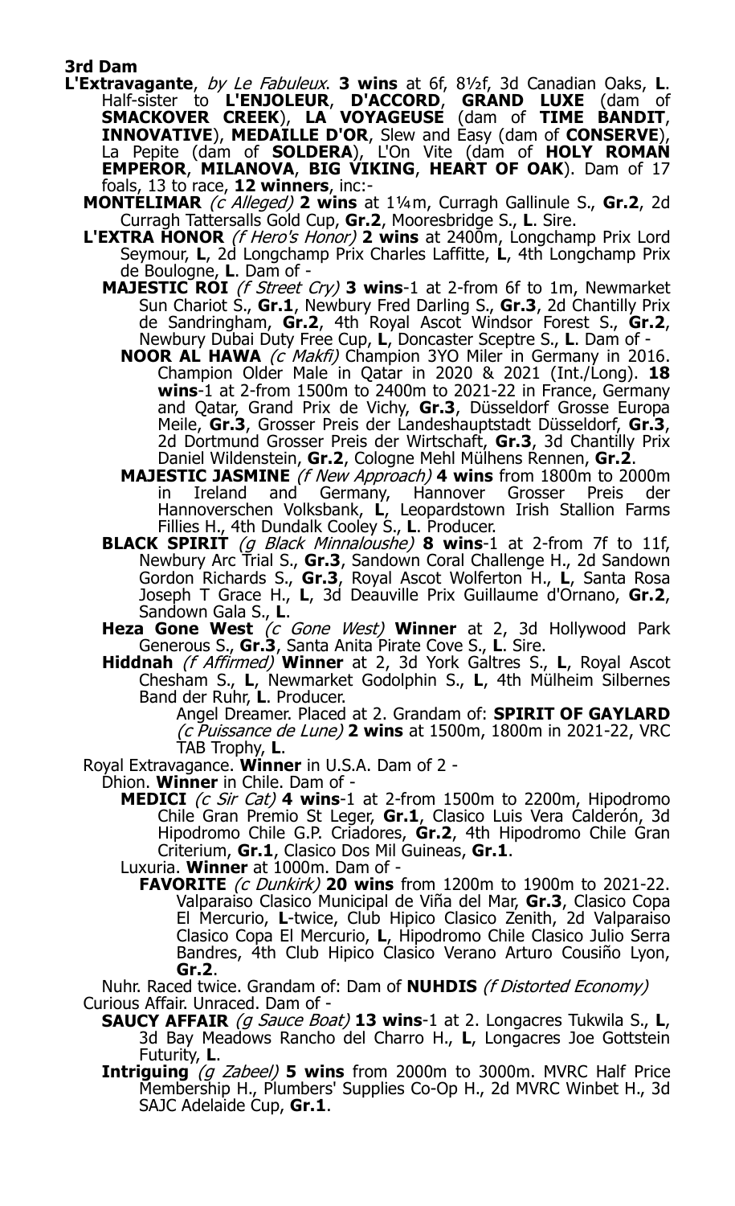**3rd Dam**

**L'Extravagante**, *by Le Fabuleux*. **3 wins** at 6f, 8½f, 3d Canadian Oaks, **L**. Half-sister to **L'ENJOLEUR**, **D'ACCORD**, **GRAND LUXE** (dam of **SMACKOVER CREEK**), **LA VOYAGEUSE** (dam of **TIME BANDIT**, **INNOVATIVE**), **MEDAILLE D'OR**, Slew and Easy (dam of **CONSERVE**), La Pepite (dam of **SOLDERA**), L'On Vite (dam of **HOLY ROMAN EMPEROR**, **MILANOVA**, **BIG VIKING**, **HEART OF OAK**). Dam of 17 foals, 13 to race, **12 winners**, inc:-

- **MONTELIMAR** *(c Alleged)* **2 wins** at 1¼m, Curragh Gallinule S., **Gr.2**, 2d Curragh Tattersalls Gold Cup, **Gr.2**, Mooresbridge S., **L**. Sire.
- **L'EXTRA HONOR** *(f Hero's Honor)* **2 wins** at 2400m, Longchamp Prix Lord Seymour, **L**, 2d Longchamp Prix Charles Laffitte, **L**, 4th Longchamp Prix de Boulogne, **L**. Dam of -
  - **MAJESTIC ROI** *(f Street Cry)* **3 wins**-1 at 2-from 6f to 1m, Newmarket Sun Chariot S., **Gr.1**, Newbury Fred Darling S., **Gr.3**, 2d Chantilly Prix de Sandringham, **Gr.2**, 4th Royal Ascot Windsor Forest S., **Gr.2**, Newbury Dubai Duty Free Cup, **L**, Doncaster Sceptre S., **L**. Dam of -
    - **NOOR AL HAWA** *(c Makfi)* Champion 3YO Miler in Germany in 2016. Champion Older Male in Qatar in 2020 & 2021 (Int./Long). **18 wins**-1 at 2-from 1500m to 2400m to 2021-22 in France, Germany and Qatar, Grand Prix de Vichy, **Gr.3**, Düsseldorf Grosse Europa Meile, **Gr.3**, Grosser Preis der Landeshauptstadt Düsseldorf, **Gr.3**, 2d Dortmund Grosser Preis der Wirtschaft, **Gr.3**, 3d Chantilly Prix Daniel Wildenstein, **Gr.2**, Cologne Mehl Mülhens Rennen, **Gr.2**.
    - **MAJESTIC JASMINE** *(f New Approach)* **4 wins** from 1800m to 2000m in Ireland and Germany, Hannover Grosser Preis der Hannoverschen Volksbank, **L**, Leopardstown Irish Stallion Farms Fillies H., 4th Dundalk Cooley S., **L**. Producer.
- **BLACK SPIRIT** *(g Black Minnaloushe)* **8 wins**-1 at 2-from 7f to 11f, Newbury Arc Trial S., **Gr.3**, Sandown Coral Challenge H., 2d Sandown Gordon Richards S., **Gr.3**, Royal Ascot Wolferton H., **L**, Santa Rosa Joseph T Grace H., **L**, 3d Deauville Prix Guillaume d'Ornano, **Gr.2**, Sandown Gala S., **L**.
- **Heza Gone West** *(c Gone West)* **Winner** at 2, 3d Hollywood Park Generous S., **Gr.3**, Santa Anita Pirate Cove S., **L**. Sire.
- **Hiddnah** *(f Affirmed)* **Winner** at 2, 3d York Galtres S., **L**, Royal Ascot Chesham S., **L**, Newmarket Godolphin S., **L**, 4th Mülheim Silbernes Band der Ruhr, **L**. Producer.
  - Angel Dreamer. Placed at 2. Grandam of: **SPIRIT OF GAYLARD** *(c Puissance de Lune)* **2 wins** at 1500m, 1800m in 2021-22, VRC TAB Trophy, **L**.
- Royal Extravagance. **Winner** in U.S.A. Dam of 2 -
  - Dhion. **Winner** in Chile. Dam of -
    - **MEDICI** *(c Sir Cat)* **4 wins**-1 at 2-from 1500m to 2200m, Hipodromo Chile Gran Premio St Leger, **Gr.1**, Clasico Luis Vera Calderón, 3d Hipodromo Chile G.P. Criadores, **Gr.2**, 4th Hipodromo Chile Gran Criterium, **Gr.1**, Clasico Dos Mil Guineas, **Gr.1**.
  - Luxuria. **Winner** at 1000m. Dam of -
    - **FAVORITE** *(c Dunkirk)* **20 wins** from 1200m to 1900m to 2021-22. Valparaiso Clasico Municipal de Viña del Mar, **Gr.3**, Clasico Copa El Mercurio, **L**-twice, Club Hipico Clasico Zenith, 2d Valparaiso Clasico Copa El Mercurio, **L**, Hipodromo Chile Clasico Julio Serra Bandres, 4th Club Hipico Clasico Verano Arturo Cousiño Lyon, **Gr.2**.
- Nuhr. Raced twice. Grandam of: Dam of **NUHDIS** *(f Distorted Economy)*
- Curious Affair. Unraced. Dam of -
  - **SAUCY AFFAIR** *(g Sauce Boat)* **13 wins**-1 at 2. Longacres Tukwila S., **L**, 3d Bay Meadows Rancho del Charro H., **L**, Longacres Joe Gottstein Futurity, **L**.
  - **Intriguing** *(g Zabeel)* **5 wins** from 2000m to 3000m. MVRC Half Price Membership H., Plumbers' Supplies Co-Op H., 2d MVRC Winbet H., 3d SAJC Adelaide Cup, **Gr.1**.